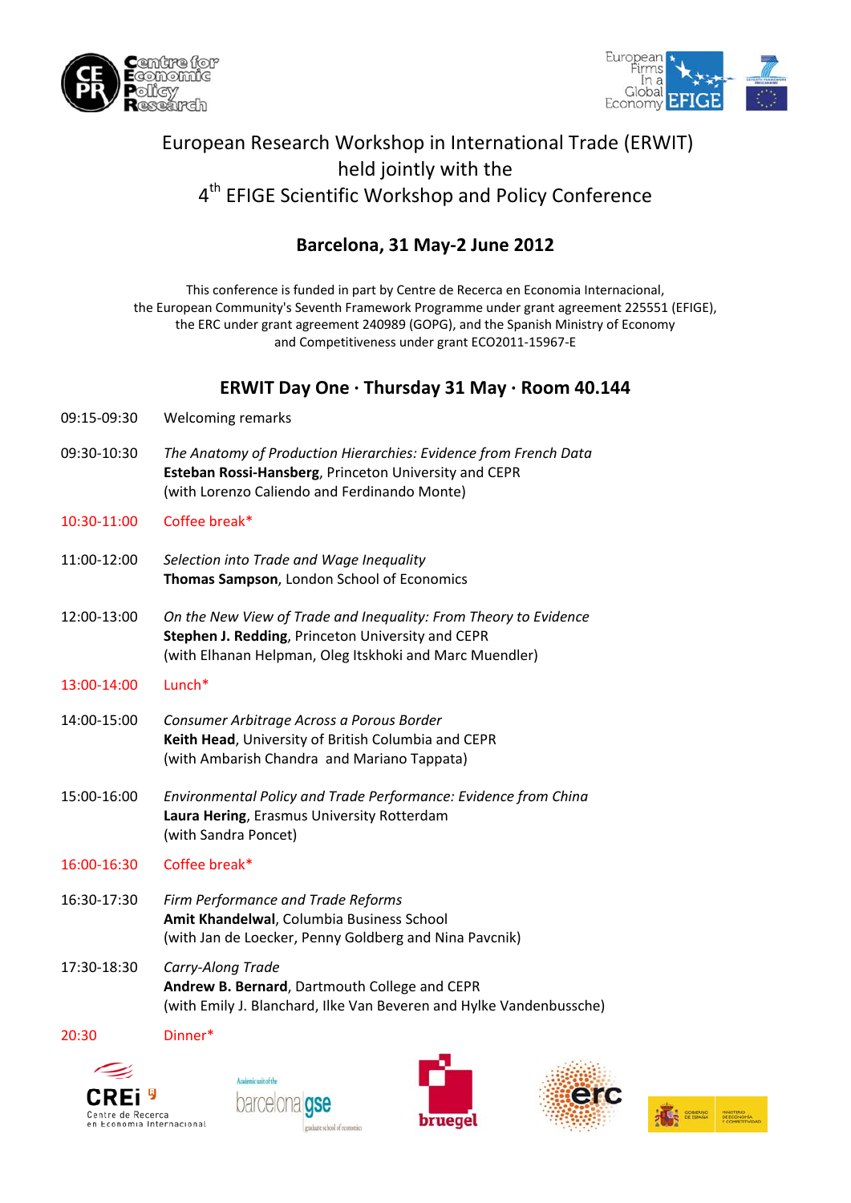# European Research Workshop in International Trade (ERWIT) held jointly with the 4th EFIGE Scientific Workshop and Policy Conference

## Barcelona, 31 May-2 June 2012

This conference is funded in part by Centre de Recerca en Economia Internacional, the European Community's Seventh Framework Programme under grant agreement 225551 (EFIGE), the ERC under grant agreement 240989 (GOPG), and the Spanish Ministry of Economy and Competitiveness under grant ECO2011-15967-E

## ERWIT Day One · Thursday 31 May · Room 40.144

09:15-09:30 Welcoming remarks

09:30-10:30 *The Anatomy of Production Hierarchies: Evidence from French Data*
**Esteban Rossi-Hansberg**, Princeton University and CEPR
(with Lorenzo Caliendo and Ferdinando Monte)

10:30-11:00 Coffee break*

11:00-12:00 *Selection into Trade and Wage Inequality*
**Thomas Sampson**, London School of Economics

12:00-13:00 *On the New View of Trade and Inequality: From Theory to Evidence*
**Stephen J. Redding**, Princeton University and CEPR
(with Elhanan Helpman, Oleg Itskhoki and Marc Muendler)

13:00-14:00 Lunch*

14:00-15:00 *Consumer Arbitrage Across a Porous Border*
**Keith Head**, University of British Columbia and CEPR
(with Ambarish Chandra and Mariano Tappata)

15:00-16:00 *Environmental Policy and Trade Performance: Evidence from China*
**Laura Hering**, Erasmus University Rotterdam
(with Sandra Poncet)

16:00-16:30 Coffee break*

16:30-17:30 *Firm Performance and Trade Reforms*
**Amit Khandelwal**, Columbia Business School
(with Jan de Loecker, Penny Goldberg and Nina Pavcnik)

17:30-18:30 *Carry-Along Trade*
**Andrew B. Bernard**, Dartmouth College and CEPR
(with Emily J. Blanchard, Ilke Van Beveren and Hylke Vandenbussche)

20:30 Dinner*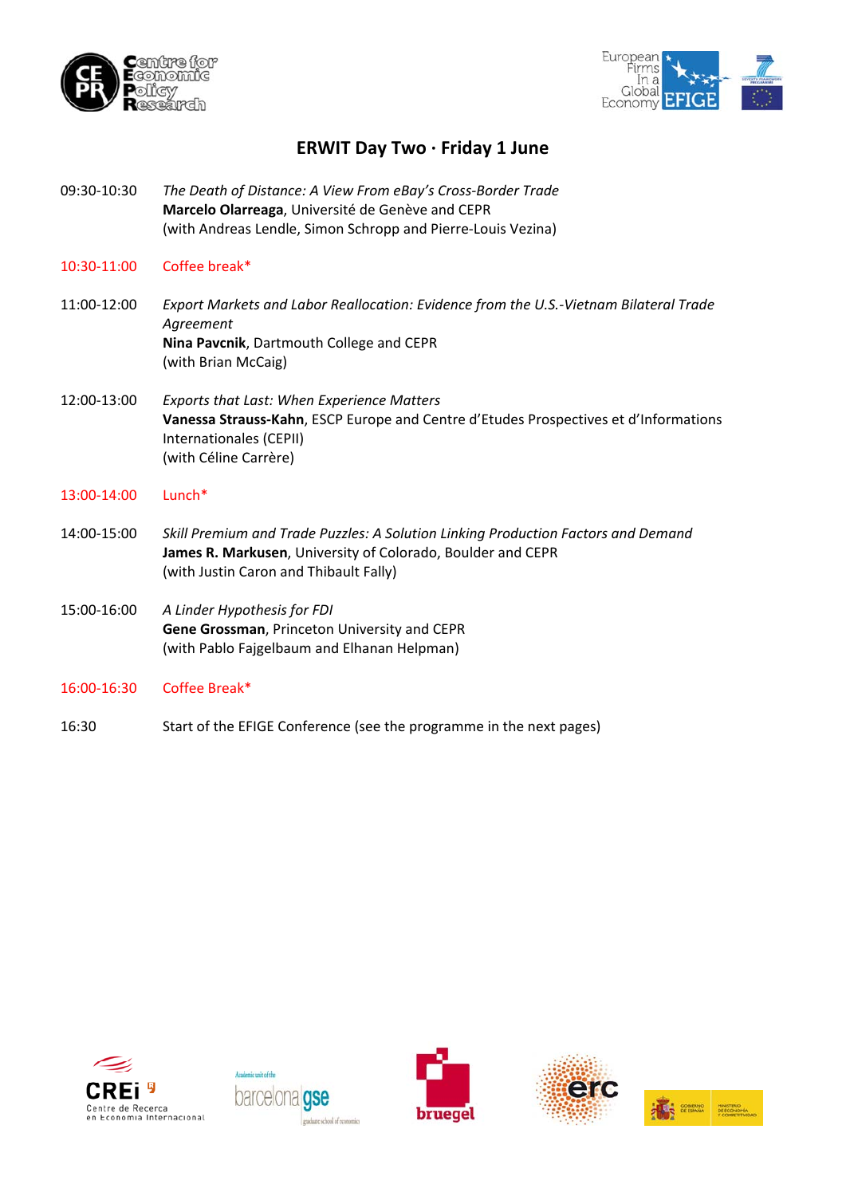## ERWIT Day Two · Friday 1 June

09:30-10:30 *The Death of Distance: A View From eBay's Cross-Border Trade*
**Marcelo Olarreaga**, Université de Genève and CEPR
(with Andreas Lendle, Simon Schropp and Pierre-Louis Vezina)

10:30-11:00 Coffee break*

11:00-12:00 *Export Markets and Labor Reallocation: Evidence from the U.S.-Vietnam Bilateral Trade Agreement*
**Nina Pavcnik**, Dartmouth College and CEPR
(with Brian McCaig)

12:00-13:00 *Exports that Last: When Experience Matters*
**Vanessa Strauss-Kahn**, ESCP Europe and Centre d'Etudes Prospectives et d'Informations Internationales (CEPII)
(with Céline Carrère)

13:00-14:00 Lunch*

14:00-15:00 *Skill Premium and Trade Puzzles: A Solution Linking Production Factors and Demand*
**James R. Markusen**, University of Colorado, Boulder and CEPR
(with Justin Caron and Thibault Fally)

15:00-16:00 *A Linder Hypothesis for FDI*
**Gene Grossman**, Princeton University and CEPR
(with Pablo Fajgelbaum and Elhanan Helpman)

16:00-16:30 Coffee Break*

16:30 Start of the EFIGE Conference (see the programme in the next pages)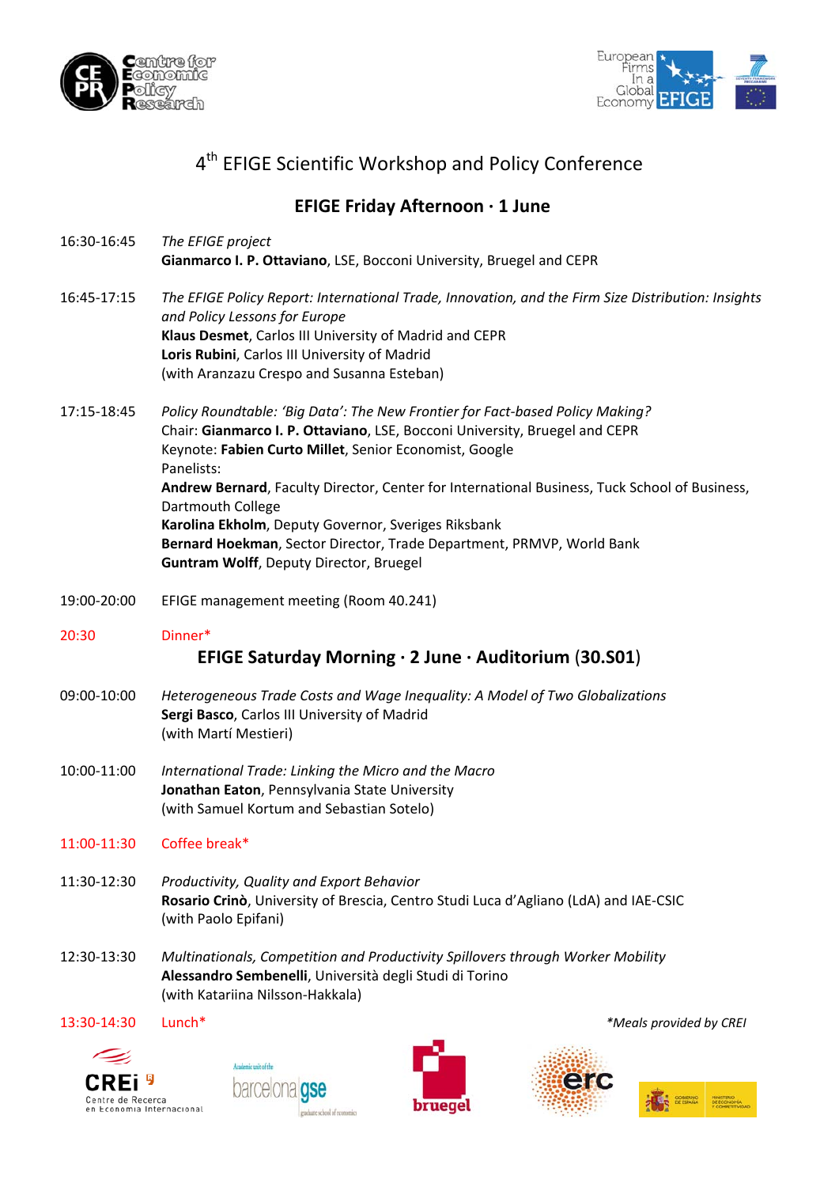# 4th EFIGE Scientific Workshop and Policy Conference

## EFIGE Friday Afternoon · 1 June

16:30-16:45 *The EFIGE project*
**Gianmarco I. P. Ottaviano**, LSE, Bocconi University, Bruegel and CEPR

16:45-17:15 *The EFIGE Policy Report: International Trade, Innovation, and the Firm Size Distribution: Insights and Policy Lessons for Europe*
**Klaus Desmet**, Carlos III University of Madrid and CEPR
**Loris Rubini**, Carlos III University of Madrid
(with Aranzazu Crespo and Susanna Esteban)

17:15-18:45 *Policy Roundtable: 'Big Data': The New Frontier for Fact-based Policy Making?*
Chair: **Gianmarco I. P. Ottaviano**, LSE, Bocconi University, Bruegel and CEPR
Keynote: **Fabien Curto Millet**, Senior Economist, Google
Panelists:
**Andrew Bernard**, Faculty Director, Center for International Business, Tuck School of Business, Dartmouth College
**Karolina Ekholm**, Deputy Governor, Sveriges Riksbank
**Bernard Hoekman**, Sector Director, Trade Department, PRMVP, World Bank
**Guntram Wolff**, Deputy Director, Bruegel

19:00-20:00 EFIGE management meeting (Room 40.241)

20:30 Dinner*

## EFIGE Saturday Morning · 2 June · Auditorium (30.S01)

09:00-10:00 *Heterogeneous Trade Costs and Wage Inequality: A Model of Two Globalizations*
**Sergi Basco**, Carlos III University of Madrid
(with Martí Mestieri)

10:00-11:00 *International Trade: Linking the Micro and the Macro*
**Jonathan Eaton**, Pennsylvania State University
(with Samuel Kortum and Sebastian Sotelo)

11:00-11:30 Coffee break*

11:30-12:30 *Productivity, Quality and Export Behavior*
**Rosario Crinò**, University of Brescia, Centro Studi Luca d'Agliano (LdA) and IAE-CSIC
(with Paolo Epifani)

12:30-13:30 *Multinationals, Competition and Productivity Spillovers through Worker Mobility*
**Alessandro Sembenelli**, Università degli Studi di Torino
(with Katariina Nilsson-Hakkala)

13:30-14:30 Lunch*

*\*Meals provided by CREI*